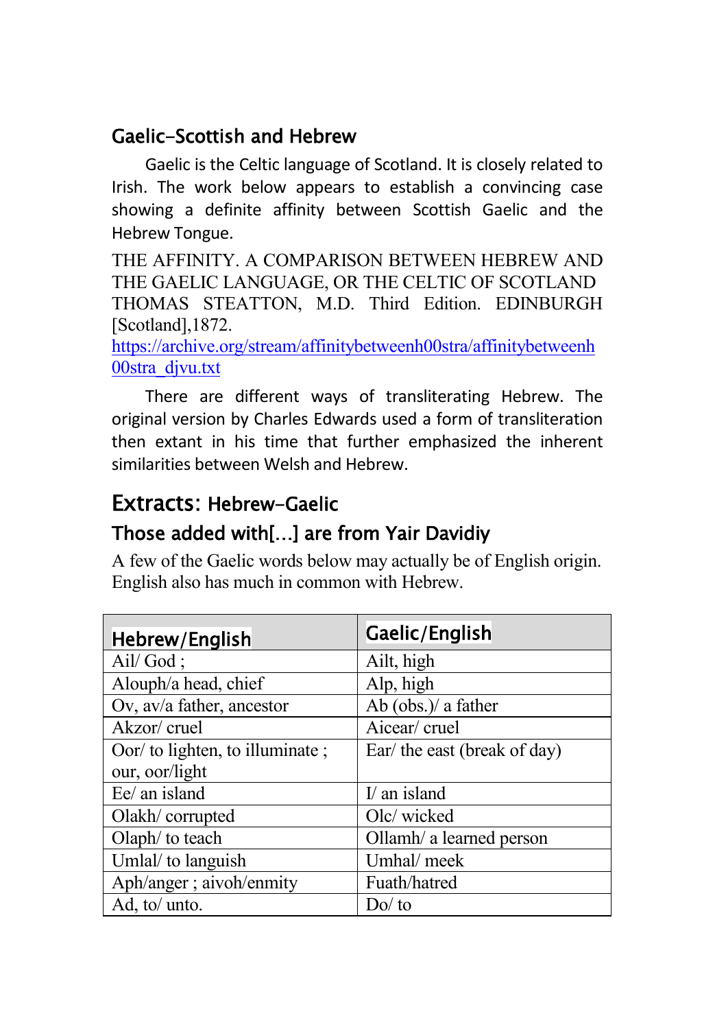## Gaelic-Scottish and Hebrew

Gaelic is the Celtic language of Scotland. It is closely related to Irish. The work below appears to establish a convincing case showing a definite affinity between Scottish Gaelic and the Hebrew Tongue.

THE AFFINITY. A COMPARISON BETWEEN HEBREW AND THE GAELIC LANGUAGE, OR THE CELTIC OF SCOTLAND THOMAS STEATTON, M.D. Third Edition. EDINBURGH [Scotland],1872.
https://archive.org/stream/affinitybetweenh00stra/affinitybetweenh00stra_djvu.txt

There are different ways of transliterating Hebrew. The original version by Charles Edwards used a form of transliteration then extant in his time that further emphasized the inherent similarities between Welsh and Hebrew.

## Extracts: Hebrew-Gaelic

### Those added with[...] are from Yair Davidiy

A few of the Gaelic words below may actually be of English origin. English also has much in common with Hebrew.

| Hebrew/English | Gaelic/English |
|---|---|
| Ail/ God ; | Ailt, high |
| Alouph/a head, chief | Alp, high |
| Ov, av/a father, ancestor | Ab (obs.)/ a father |
| Akzor/ cruel | Aicear/ cruel |
| Oor/ to lighten, to illuminate ; our, oor/light | Ear/ the east (break of day) |
| Ee/ an island | I/ an island |
| Olakh/ corrupted | Olc/ wicked |
| Olaph/ to teach | Ollamh/ a learned person |
| Umlal/ to languish | Umhal/ meek |
| Aph/anger ; aivoh/enmity | Fuath/hatred |
| Ad, to/ unto. | Do/ to |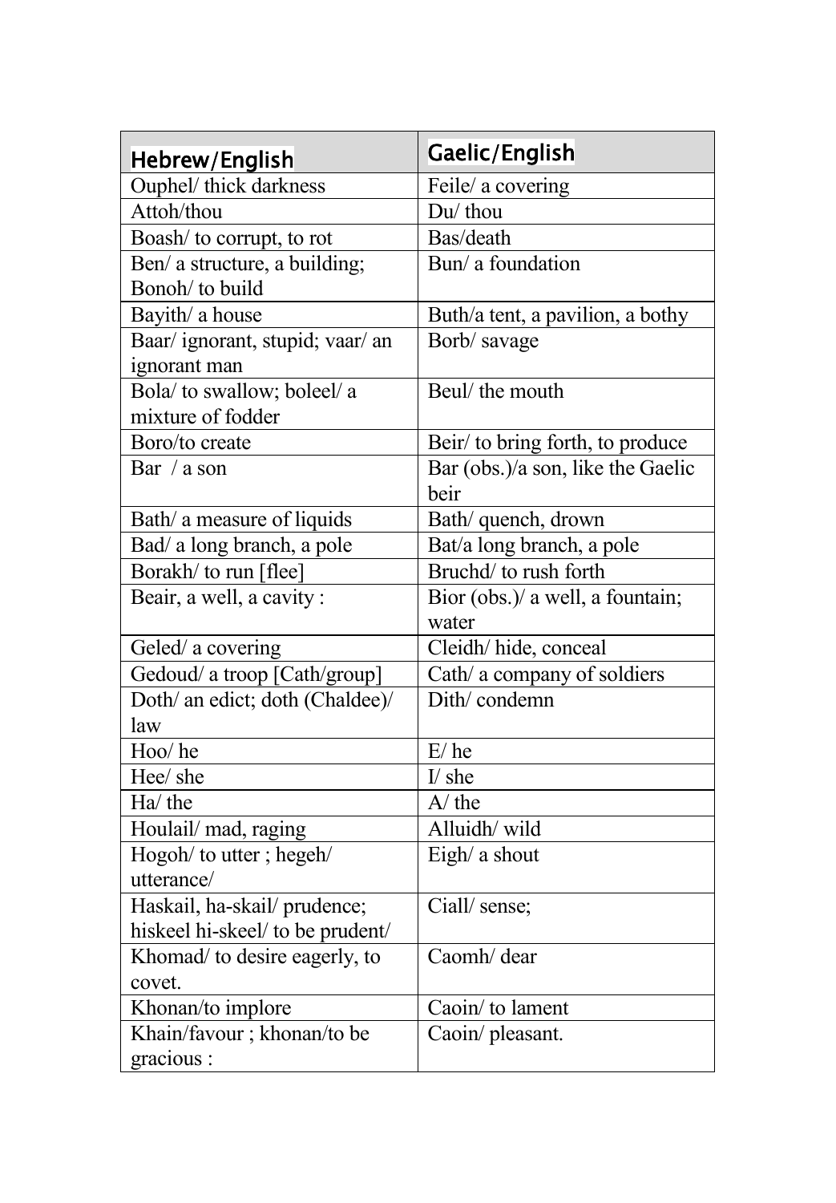| Hebrew/English | Gaelic/English |
|---|---|
| Ouphel/ thick darkness | Feile/ a covering |
| Attoh/thou | Du/ thou |
| Boash/ to corrupt, to rot | Bas/death |
| Ben/ a structure, a building; Bonoh/ to build | Bun/ a foundation |
| Bayith/ a house | Buth/a tent, a pavilion, a bothy |
| Baar/ ignorant, stupid; vaar/ an ignorant man | Borb/ savage |
| Bola/ to swallow; boleel/ a mixture of fodder | Beul/ the mouth |
| Boro/to create | Beir/ to bring forth, to produce |
| Bar / a son | Bar (obs.)/a son, like the Gaelic beir |
| Bath/ a measure of liquids | Bath/ quench, drown |
| Bad/ a long branch, a pole | Bat/a long branch, a pole |
| Borakh/ to run [flee] | Bruchd/ to rush forth |
| Beair, a well, a cavity : | Bior (obs.)/ a well, a fountain; water |
| Geled/ a covering | Cleidh/ hide, conceal |
| Gedoud/ a troop [Cath/group] | Cath/ a company of soldiers |
| Doth/ an edict; doth (Chaldee)/ law | Dith/ condemn |
| Hoo/ he | E/ he |
| Hee/ she | I/ she |
| Ha/ the | A/ the |
| Houlail/ mad, raging | Alluidh/ wild |
| Hogoh/ to utter ; hegeh/ utterance/ | Eigh/ a shout |
| Haskail, ha-skail/ prudence; hiskeel hi-skeel/ to be prudent/ | Ciall/ sense; |
| Khomad/ to desire eagerly, to covet. | Caomh/ dear |
| Khonan/to implore | Caoin/ to lament |
| Khain/favour ; khonan/to be gracious : | Caoin/ pleasant. |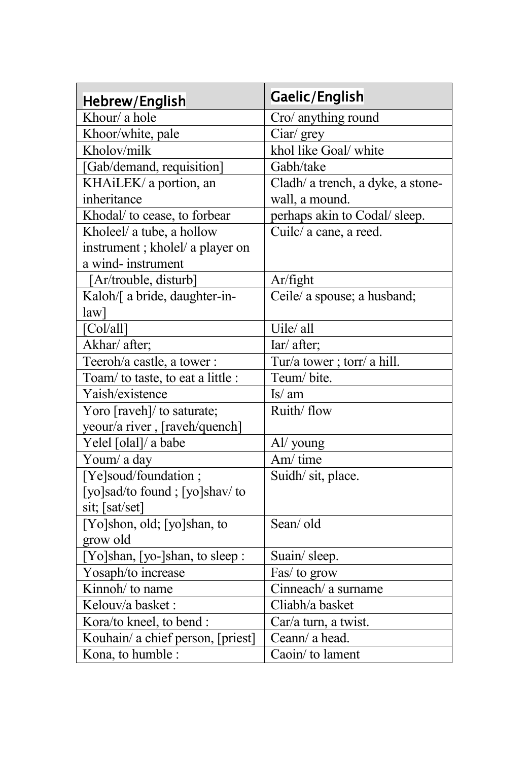| Hebrew/English | Gaelic/English |
|---|---|
| Khour/ a hole | Cro/ anything round |
| Khoor/white, pale | Ciar/ grey |
| Kholov/milk | khol like Goal/ white |
| [Gab/demand, requisition] | Gabh/take |
| KHAiLEK/ a portion, an inheritance | Cladh/ a trench, a dyke, a stone-wall, a mound. |
| Khodal/ to cease, to forbear | perhaps akin to Codal/ sleep. |
| Kholeel/ a tube, a hollow instrument ; kholel/ a player on a wind- instrument | Cuilc/ a cane, a reed. |
| [Ar/trouble, disturb] | Ar/fight |
| Kaloh/[ a bride, daughter-in-law] | Ceile/ a spouse; a husband; |
| [Col/all] | Uile/ all |
| Akhar/ after; | Iar/ after; |
| Teeroh/a castle, a tower : | Tur/a tower ; torr/ a hill. |
| Toam/ to taste, to eat a little : | Teum/ bite. |
| Yaish/existence | Is/ am |
| Yoro [raveh]/ to saturate; yeour/a river , [raveh/quench] | Ruith/ flow |
| Yelel [olal]/ a babe | Al/ young |
| Youm/ a day | Am/ time |
| [Ye]soud/foundation ; [yo]sad/to found ; [yo]shav/ to sit; [sat/set] | Suidh/ sit, place. |
| [Yo]shon, old; [yo]shan, to grow old | Sean/ old |
| [Yo]shan, [yo-]shan, to sleep : | Suain/ sleep. |
| Yosaph/to increase | Fas/ to grow |
| Kinnoh/ to name | Cinneach/ a surname |
| Kelouv/a basket : | Cliabh/a basket |
| Kora/to kneel, to bend : | Car/a turn, a twist. |
| Kouhain/ a chief person, [priest] | Ceann/ a head. |
| Kona, to humble : | Caoin/ to lament |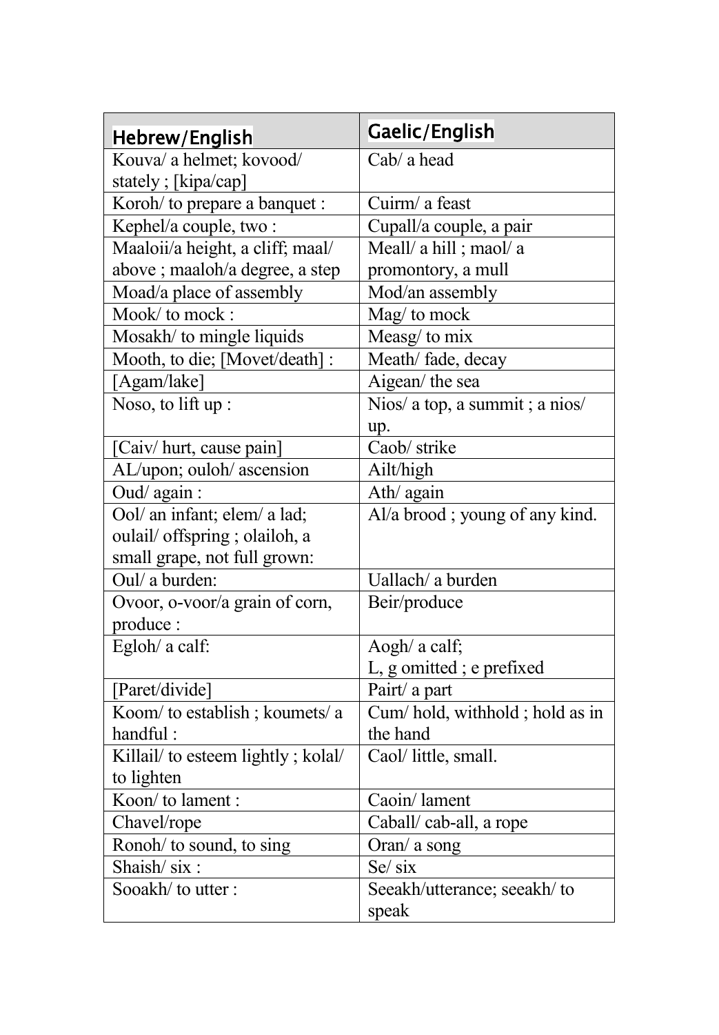| Hebrew/English | Gaelic/English |
|---|---|
| Kouva/ a helmet; kovood/ stately ; [kipa/cap] | Cab/ a head |
| Koroh/ to prepare a banquet : | Cuirm/ a feast |
| Kephel/a couple, two : | Cupall/a couple, a pair |
| Maaloii/a height, a cliff; maal/ above ; maaloh/a degree, a step | Meall/ a hill ; maol/ a promontory, a mull |
| Moad/a place of assembly | Mod/an assembly |
| Mook/ to mock : | Mag/ to mock |
| Mosakh/ to mingle liquids | Measg/ to mix |
| Mooth, to die; [Movet/death] : | Meath/ fade, decay |
| [Agam/lake] | Aigean/ the sea |
| Noso, to lift up : | Nios/ a top, a summit ; a nios/ up. |
| [Caiv/ hurt, cause pain] | Caob/ strike |
| AL/upon; ouloh/ ascension | Ailt/high |
| Oud/ again : | Ath/ again |
| Ool/ an infant; elem/ a lad; oulail/ offspring ; olailoh, a small grape, not full grown: | Al/a brood ; young of any kind. |
| Oul/ a burden: | Uallach/ a burden |
| Ovoor, o-voor/a grain of corn, produce : | Beir/produce |
| Egloh/ a calf: | Aogh/ a calf;<br>L, g omitted ; e prefixed |
| [Paret/divide] | Pairt/ a part |
| Koom/ to establish ; koumets/ a handful : | Cum/ hold, withhold ; hold as in the hand |
| Killail/ to esteem lightly ; kolal/ to lighten | Caol/ little, small. |
| Koon/ to lament : | Caoin/ lament |
| Chavel/rope | Caball/ cab-all, a rope |
| Ronoh/ to sound, to sing | Oran/ a song |
| Shaish/ six : | Se/ six |
| Sooakh/ to utter : | Seeakh/utterance; seeakh/ to speak |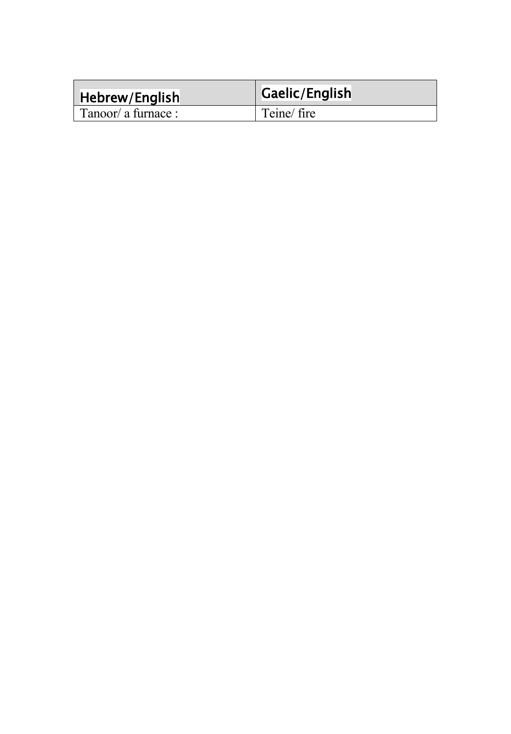| Hebrew/English | Gaelic/English |
| --- | --- |
| Tanoor/ a furnace : | Teine/ fire |